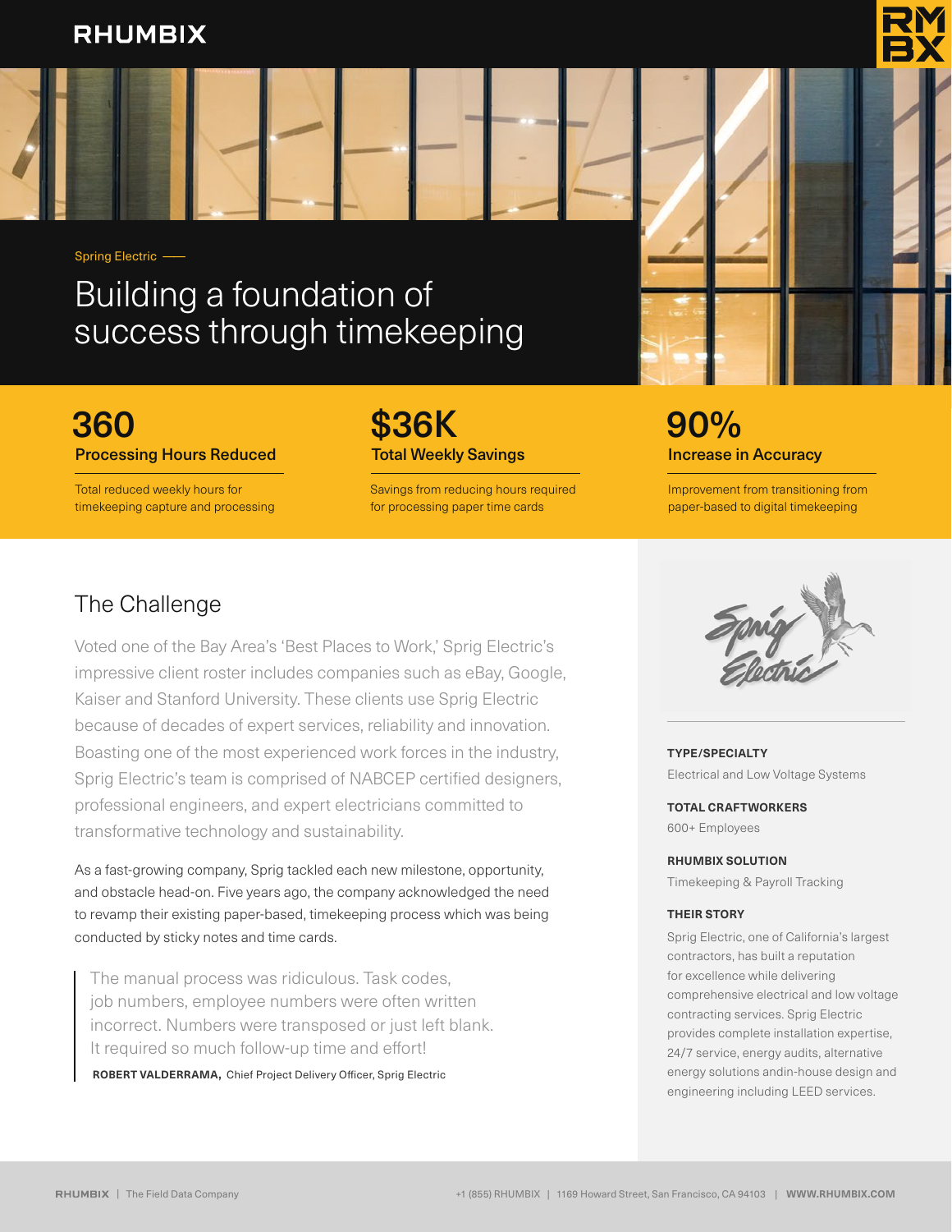RHUMBIX

Spring Electric ——

# Building a foundation of success through timekeeping

**360**
**Processing Hours Reduced**
Total reduced weekly hours for timekeeping capture and processing

**$36K**
**Total Weekly Savings**
Savings from reducing hours required for processing paper time cards

**90%**
**Increase in Accuracy**
Improvement from transitioning from paper-based to digital timekeeping

## The Challenge

Voted one of the Bay Area's 'Best Places to Work,' Sprig Electric's impressive client roster includes companies such as eBay, Google, Kaiser and Stanford University. These clients use Sprig Electric because of decades of expert services, reliability and innovation. Boasting one of the most experienced work forces in the industry, Sprig Electric's team is comprised of NABCEP certified designers, professional engineers, and expert electricians committed to transformative technology and sustainability.

As a fast-growing company, Sprig tackled each new milestone, opportunity, and obstacle head-on. Five years ago, the company acknowledged the need to revamp their existing paper-based, timekeeping process which was being conducted by sticky notes and time cards.

> The manual process was ridiculous. Task codes, job numbers, employee numbers were often written incorrect. Numbers were transposed or just left blank. It required so much follow-up time and effort!
>
> **ROBERT VALDERRAMA,** Chief Project Delivery Officer, Sprig Electric

**TYPE/SPECIALTY**
Electrical and Low Voltage Systems

**TOTAL CRAFTWORKERS**
600+ Employees

**RHUMBIX SOLUTION**
Timekeeping & Payroll Tracking

**THEIR STORY**
Sprig Electric, one of California's largest contractors, has built a reputation for excellence while delivering comprehensive electrical and low voltage contracting services. Sprig Electric provides complete installation expertise, 24/7 service, energy audits, alternative energy solutions andin-house design and engineering including LEED services.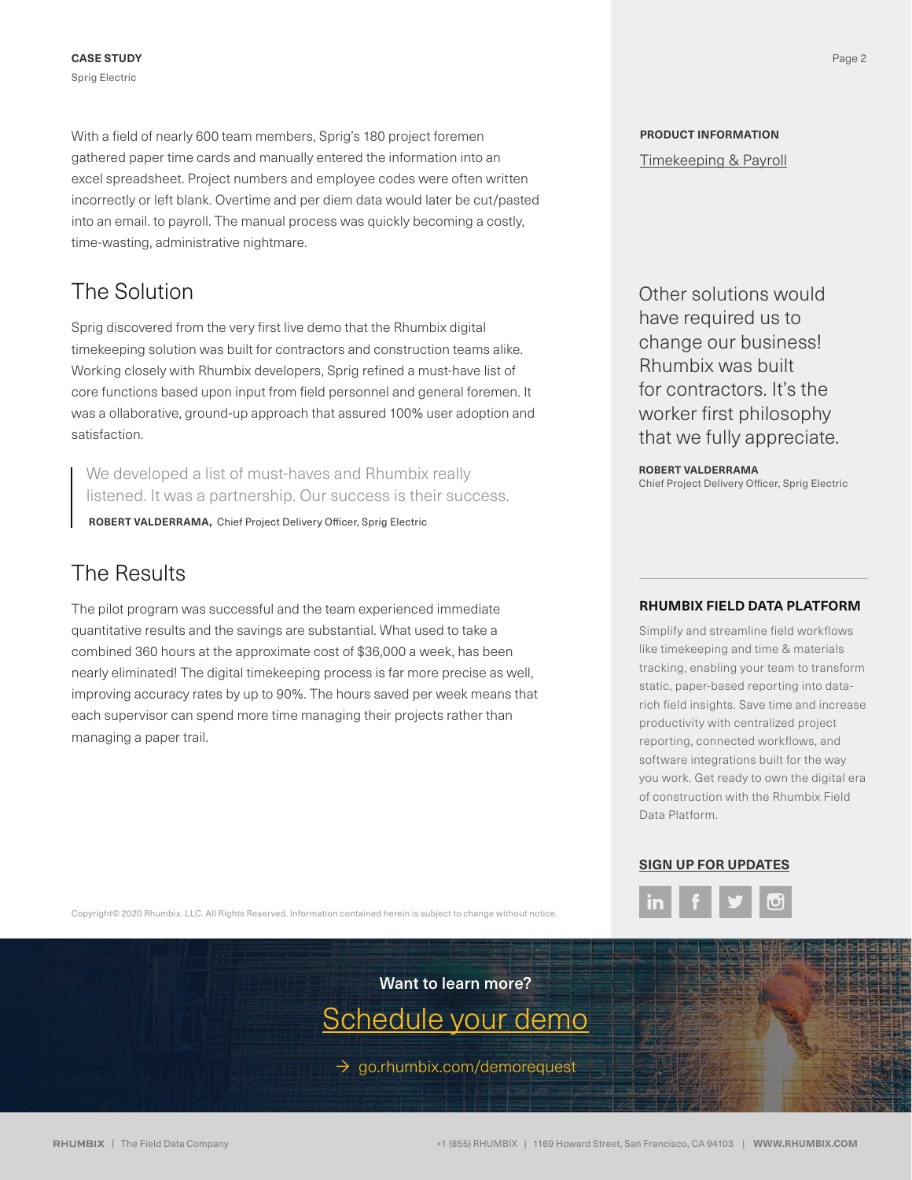With a field of nearly 600 team members, Sprig's 180 project foremen gathered paper time cards and manually entered the information into an excel spreadsheet. Project numbers and employee codes were often written incorrectly or left blank. Overtime and per diem data would later be cut/pasted into an email. to payroll. The manual process was quickly becoming a costly, time-wasting, administrative nightmare.

## The Solution

Sprig discovered from the very first live demo that the Rhumbix digital timekeeping solution was built for contractors and construction teams alike. Working closely with Rhumbix developers, Sprig refined a must-have list of core functions based upon input from field personnel and general foremen. It was a ollaborative, ground-up approach that assured 100% user adoption and satisfaction.

> We developed a list of must-haves and Rhumbix really listened. It was a partnership. Our success is their success.
>
> **ROBERT VALDERRAMA,** Chief Project Delivery Officer, Sprig Electric

## The Results

The pilot program was successful and the team experienced immediate quantitative results and the savings are substantial. What used to take a combined 360 hours at the approximate cost of $36,000 a week, has been nearly eliminated! The digital timekeeping process is far more precise as well, improving accuracy rates by up to 90%. The hours saved per week means that each supervisor can spend more time managing their projects rather than managing a paper trail.

Copyright© 2020 Rhumbix. LLC. All Rights Reserved. Information contained herein is subject to change without notice.

**PRODUCT INFORMATION**

Timekeeping & Payroll

> Other solutions would have required us to change our business! Rhumbix was built for contractors. It's the worker first philosophy that we fully appreciate.
>
> **ROBERT VALDERRAMA**
> Chief Project Delivery Officer, Sprig Electric

**RHUMBIX FIELD DATA PLATFORM**

Simplify and streamline field workflows like timekeeping and time & materials tracking, enabling your team to transform static, paper-based reporting into data-rich field insights. Save time and increase productivity with centralized project reporting, connected workflows, and software integrations built for the way you work. Get ready to own the digital era of construction with the Rhumbix Field Data Platform.

**SIGN UP FOR UPDATES**

Want to learn more?

Schedule your demo

→ go.rhumbix.com/demorequest

**RHUMBIX** | The Field Data Company

+1 (855) RHUMBIX | 1169 Howard Street, San Francisco, CA 94103 | **WWW.RHUMBIX.COM**